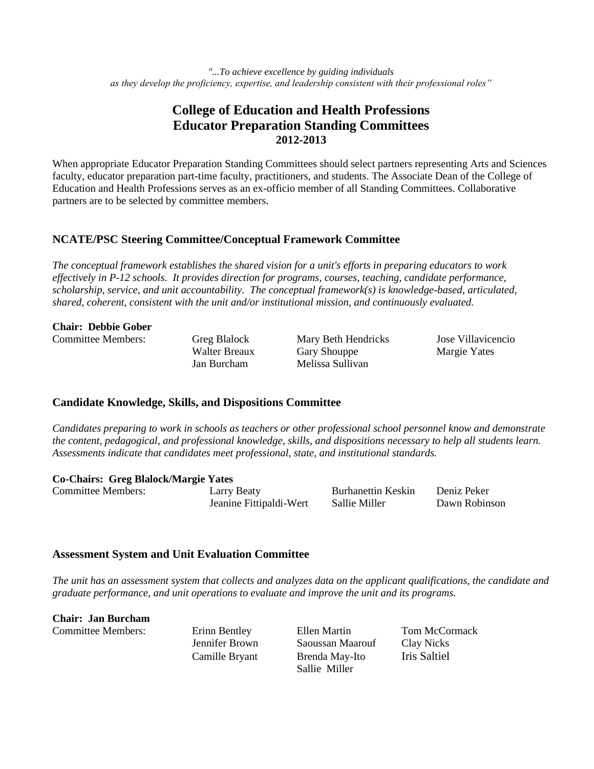*"...To achieve excellence by guiding individuals as they develop the proficiency, expertise, and leadership consistent with their professional roles"*

# College of Education and Health Professions
# Educator Preparation Standing Committees
## 2012-2013

When appropriate Educator Preparation Standing Committees should select partners representing Arts and Sciences faculty, educator preparation part-time faculty, practitioners, and students. The Associate Dean of the College of Education and Health Professions serves as an ex-officio member of all Standing Committees. Collaborative partners are to be selected by committee members.

### NCATE/PSC Steering Committee/Conceptual Framework Committee

*The conceptual framework establishes the shared vision for a unit's efforts in preparing educators to work effectively in P-12 schools. It provides direction for programs, courses, teaching, candidate performance, scholarship, service, and unit accountability. The conceptual framework(s) is knowledge-based, articulated, shared, coherent, consistent with the unit and/or institutional mission, and continuously evaluated.*

**Chair: Debbie Gober**

Committee Members:

- Greg Blalock
- Walter Breaux
- Jan Burcham
- Mary Beth Hendricks
- Gary Shouppe
- Melissa Sullivan
- Jose Villavicencio
- Margie Yates

### Candidate Knowledge, Skills, and Dispositions Committee

*Candidates preparing to work in schools as teachers or other professional school personnel know and demonstrate the content, pedagogical, and professional knowledge, skills, and dispositions necessary to help all students learn. Assessments indicate that candidates meet professional, state, and institutional standards.*

**Co-Chairs: Greg Blalock/Margie Yates**

Committee Members:

- Larry Beaty
- Jeanine Fittipaldi-Wert
- Burhanettin Keskin
- Sallie Miller
- Deniz Peker
- Dawn Robinson

### Assessment System and Unit Evaluation Committee

*The unit has an assessment system that collects and analyzes data on the applicant qualifications, the candidate and graduate performance, and unit operations to evaluate and improve the unit and its programs.*

**Chair: Jan Burcham**

Committee Members:

- Erinn Bentley
- Jennifer Brown
- Camille Bryant
- Ellen Martin
- Saoussan Maarouf
- Brenda May-Ito
- Sallie Miller
- Tom McCormack
- Clay Nicks
- Iris Saltiel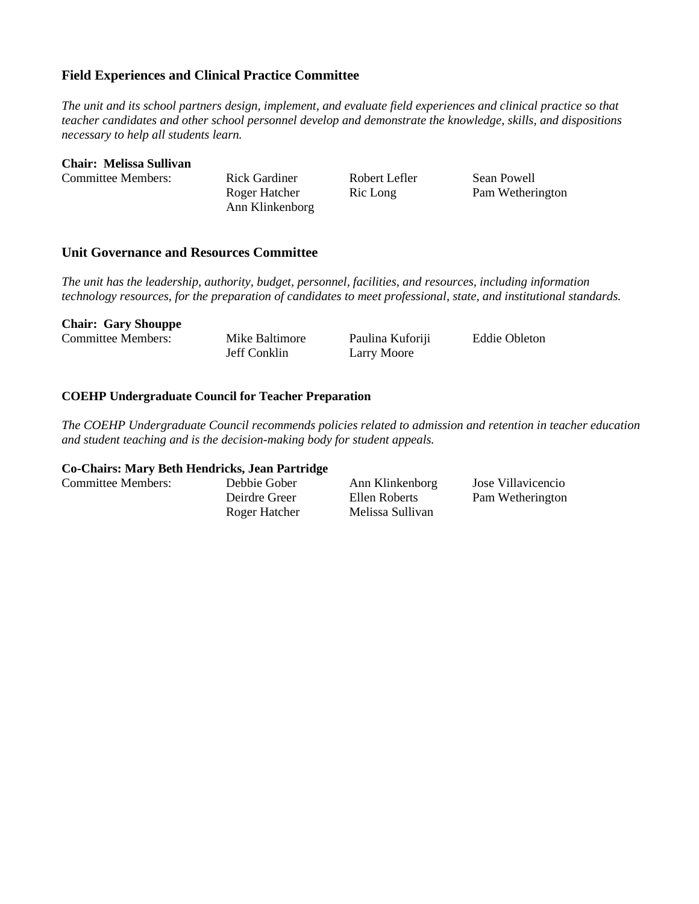### Field Experiences and Clinical Practice Committee

*The unit and its school partners design, implement, and evaluate field experiences and clinical practice so that teacher candidates and other school personnel develop and demonstrate the knowledge, skills, and dispositions necessary to help all students learn.*

**Chair: Melissa Sullivan**

| | | | |
|---|---|---|---|
| Committee Members: | Rick Gardiner | Robert Lefler | Sean Powell |
| | Roger Hatcher | Ric Long | Pam Wetherington |
| | Ann Klinkenborg | | |

### Unit Governance and Resources Committee

*The unit has the leadership, authority, budget, personnel, facilities, and resources, including information technology resources, for the preparation of candidates to meet professional, state, and institutional standards.*

**Chair: Gary Shouppe**

| | | | |
|---|---|---|---|
| Committee Members: | Mike Baltimore | Paulina Kuforiji | Eddie Obleton |
| | Jeff Conklin | Larry Moore | |

### COEHP Undergraduate Council for Teacher Preparation

*The COEHP Undergraduate Council recommends policies related to admission and retention in teacher education and student teaching and is the decision-making body for student appeals.*

**Co-Chairs: Mary Beth Hendricks, Jean Partridge**

| | | | |
|---|---|---|---|
| Committee Members: | Debbie Gober | Ann Klinkenborg | Jose Villavicencio |
| | Deirdre Greer | Ellen Roberts | Pam Wetherington |
| | Roger Hatcher | Melissa Sullivan | |